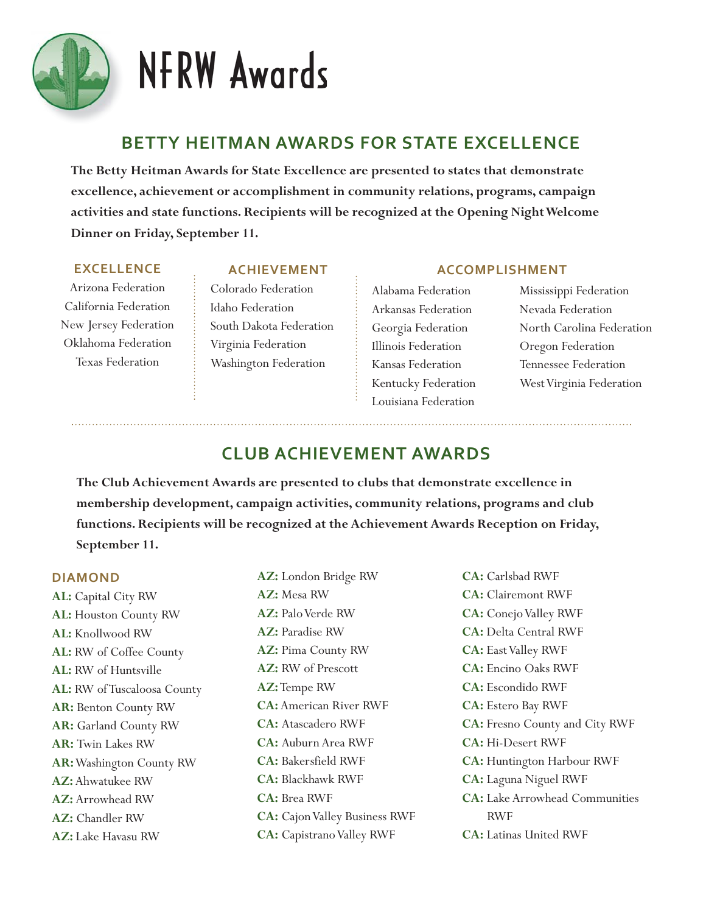# NFRW Awards

## BETTY HEITMAN AWARDS FOR STATE EXCELLENCE

**The Betty Heitman Awards for State Excellence are presented to states that demonstrate excellence, achievement or accomplishment in community relations, programs, campaign activities and state functions. Recipients will be recognized at the Opening Night Welcome Dinner on Friday, September 11.**

### EXCELLENCE

Arizona Federation
California Federation
New Jersey Federation
Oklahoma Federation
Texas Federation

### ACHIEVEMENT

Colorado Federation
Idaho Federation
South Dakota Federation
Virginia Federation
Washington Federation

### ACCOMPLISHMENT

Alabama Federation
Arkansas Federation
Georgia Federation
Illinois Federation
Kansas Federation
Kentucky Federation
Louisiana Federation
Mississippi Federation
Nevada Federation
North Carolina Federation
Oregon Federation
Tennessee Federation
West Virginia Federation

## CLUB ACHIEVEMENT AWARDS

**The Club Achievement Awards are presented to clubs that demonstrate excellence in membership development, campaign activities, community relations, programs and club functions. Recipients will be recognized at the Achievement Awards Reception on Friday, September 11.**

### DIAMOND

**AL:** Capital City RW
**AL:** Houston County RW
**AL:** Knollwood RW
**AL:** RW of Coffee County
**AL:** RW of Huntsville
**AL:** RW of Tuscaloosa County
**AR:** Benton County RW
**AR:** Garland County RW
**AR:** Twin Lakes RW
**AR:** Washington County RW
**AZ:** Ahwatukee RW
**AZ:** Arrowhead RW
**AZ:** Chandler RW
**AZ:** Lake Havasu RW
**AZ:** London Bridge RW
**AZ:** Mesa RW
**AZ:** Palo Verde RW
**AZ:** Paradise RW
**AZ:** Pima County RW
**AZ:** RW of Prescott
**AZ:** Tempe RW
**CA:** American River RWF
**CA:** Atascadero RWF
**CA:** Auburn Area RWF
**CA:** Bakersfield RWF
**CA:** Blackhawk RWF
**CA:** Brea RWF
**CA:** Cajon Valley Business RWF
**CA:** Capistrano Valley RWF
**CA:** Carlsbad RWF
**CA:** Clairemont RWF
**CA:** Conejo Valley RWF
**CA:** Delta Central RWF
**CA:** East Valley RWF
**CA:** Encino Oaks RWF
**CA:** Escondido RWF
**CA:** Estero Bay RWF
**CA:** Fresno County and City RWF
**CA:** Hi-Desert RWF
**CA:** Huntington Harbour RWF
**CA:** Laguna Niguel RWF
**CA:** Lake Arrowhead Communities RWF
**CA:** Latinas United RWF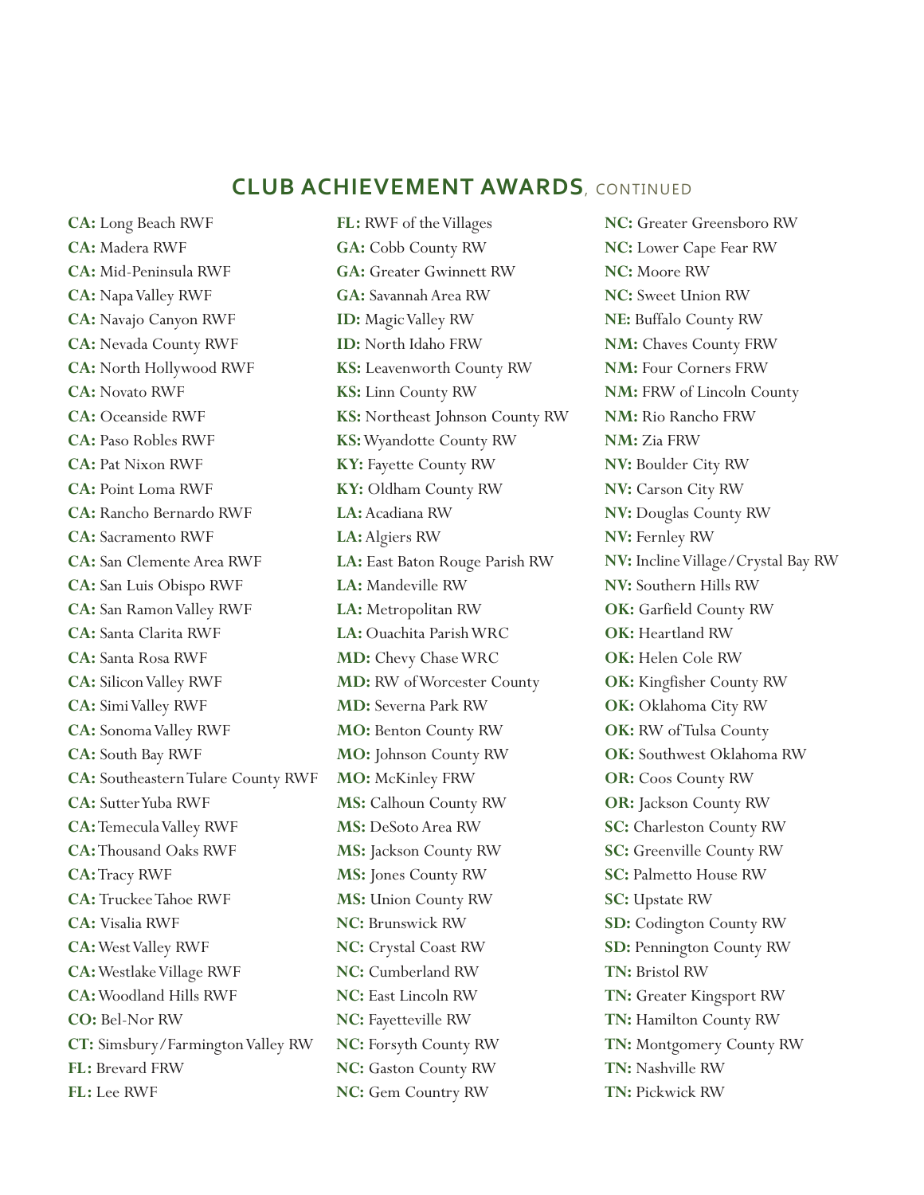## CLUB ACHIEVEMENT AWARDS, CONTINUED

**CA:** Long Beach RWF
**CA:** Madera RWF
**CA:** Mid-Peninsula RWF
**CA:** Napa Valley RWF
**CA:** Navajo Canyon RWF
**CA:** Nevada County RWF
**CA:** North Hollywood RWF
**CA:** Novato RWF
**CA:** Oceanside RWF
**CA:** Paso Robles RWF
**CA:** Pat Nixon RWF
**CA:** Point Loma RWF
**CA:** Rancho Bernardo RWF
**CA:** Sacramento RWF
**CA:** San Clemente Area RWF
**CA:** San Luis Obispo RWF
**CA:** San Ramon Valley RWF
**CA:** Santa Clarita RWF
**CA:** Santa Rosa RWF
**CA:** Silicon Valley RWF
**CA:** Simi Valley RWF
**CA:** Sonoma Valley RWF
**CA:** South Bay RWF
**CA:** Southeastern Tulare County RWF
**CA:** Sutter Yuba RWF
**CA:** Temecula Valley RWF
**CA:** Thousand Oaks RWF
**CA:** Tracy RWF
**CA:** Truckee Tahoe RWF
**CA:** Visalia RWF
**CA:** West Valley RWF
**CA:** Westlake Village RWF
**CA:** Woodland Hills RWF
**CO:** Bel-Nor RW
**CT:** Simsbury/Farmington Valley RW
**FL:** Brevard FRW
**FL:** Lee RWF
**FL:** RWF of the Villages
**GA:** Cobb County RW
**GA:** Greater Gwinnett RW
**GA:** Savannah Area RW
**ID:** Magic Valley RW
**ID:** North Idaho FRW
**KS:** Leavenworth County RW
**KS:** Linn County RW
**KS:** Northeast Johnson County RW
**KS:** Wyandotte County RW
**KY:** Fayette County RW
**KY:** Oldham County RW
**LA:** Acadiana RW
**LA:** Algiers RW
**LA:** East Baton Rouge Parish RW
**LA:** Mandeville RW
**LA:** Metropolitan RW
**LA:** Ouachita Parish WRC
**MD:** Chevy Chase WRC
**MD:** RW of Worcester County
**MD:** Severna Park RW
**MO:** Benton County RW
**MO:** Johnson County RW
**MO:** McKinley FRW
**MS:** Calhoun County RW
**MS:** DeSoto Area RW
**MS:** Jackson County RW
**MS:** Jones County RW
**MS:** Union County RW
**NC:** Brunswick RW
**NC:** Crystal Coast RW
**NC:** Cumberland RW
**NC:** East Lincoln RW
**NC:** Fayetteville RW
**NC:** Forsyth County RW
**NC:** Gaston County RW
**NC:** Gem Country RW
**NC:** Greater Greensboro RW
**NC:** Lower Cape Fear RW
**NC:** Moore RW
**NC:** Sweet Union RW
**NE:** Buffalo County RW
**NM:** Chaves County FRW
**NM:** Four Corners FRW
**NM:** FRW of Lincoln County
**NM:** Rio Rancho FRW
**NM:** Zia FRW
**NV:** Boulder City RW
**NV:** Carson City RW
**NV:** Douglas County RW
**NV:** Fernley RW
**NV:** Incline Village/Crystal Bay RW
**NV:** Southern Hills RW
**OK:** Garfield County RW
**OK:** Heartland RW
**OK:** Helen Cole RW
**OK:** Kingfisher County RW
**OK:** Oklahoma City RW
**OK:** RW of Tulsa County
**OK:** Southwest Oklahoma RW
**OR:** Coos County RW
**OR:** Jackson County RW
**SC:** Charleston County RW
**SC:** Greenville County RW
**SC:** Palmetto House RW
**SC:** Upstate RW
**SD:** Codington County RW
**SD:** Pennington County RW
**TN:** Bristol RW
**TN:** Greater Kingsport RW
**TN:** Hamilton County RW
**TN:** Montgomery County RW
**TN:** Nashville RW
**TN:** Pickwick RW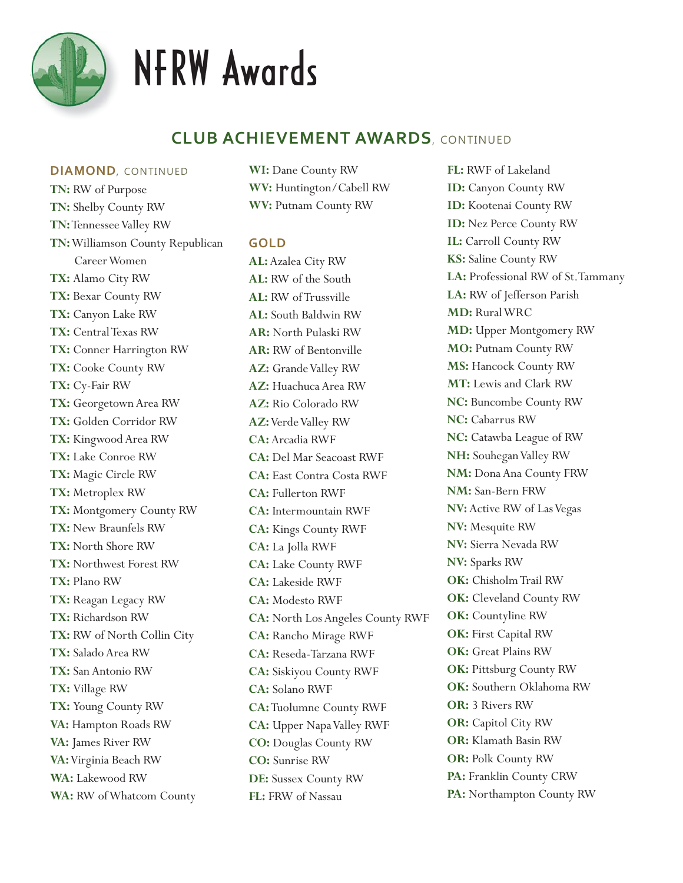# NFRW Awards

## CLUB ACHIEVEMENT AWARDS, CONTINUED

### DIAMOND, CONTINUED

**TN:** RW of Purpose
**TN:** Shelby County RW
**TN:** Tennessee Valley RW
**TN:** Williamson County Republican Career Women
**TX:** Alamo City RW
**TX:** Bexar County RW
**TX:** Canyon Lake RW
**TX:** Central Texas RW
**TX:** Conner Harrington RW
**TX:** Cooke County RW
**TX:** Cy-Fair RW
**TX:** Georgetown Area RW
**TX:** Golden Corridor RW
**TX:** Kingwood Area RW
**TX:** Lake Conroe RW
**TX:** Magic Circle RW
**TX:** Metroplex RW
**TX:** Montgomery County RW
**TX:** New Braunfels RW
**TX:** North Shore RW
**TX:** Northwest Forest RW
**TX:** Plano RW
**TX:** Reagan Legacy RW
**TX:** Richardson RW
**TX:** RW of North Collin City
**TX:** Salado Area RW
**TX:** San Antonio RW
**TX:** Village RW
**TX:** Young County RW
**VA:** Hampton Roads RW
**VA:** James River RW
**VA:** Virginia Beach RW
**WA:** Lakewood RW
**WA:** RW of Whatcom County
**WI:** Dane County RW
**WV:** Huntington/Cabell RW
**WV:** Putnam County RW

### GOLD

**AL:** Azalea City RW
**AL:** RW of the South
**AL:** RW of Trussville
**AL:** South Baldwin RW
**AR:** North Pulaski RW
**AR:** RW of Bentonville
**AZ:** Grande Valley RW
**AZ:** Huachuca Area RW
**AZ:** Rio Colorado RW
**AZ:** Verde Valley RW
**CA:** Arcadia RWF
**CA:** Del Mar Seacoast RWF
**CA:** East Contra Costa RWF
**CA:** Fullerton RWF
**CA:** Intermountain RWF
**CA:** Kings County RWF
**CA:** La Jolla RWF
**CA:** Lake County RWF
**CA:** Lakeside RWF
**CA:** Modesto RWF
**CA:** North Los Angeles County RWF
**CA:** Rancho Mirage RWF
**CA:** Reseda-Tarzana RWF
**CA:** Siskiyou County RWF
**CA:** Solano RWF
**CA:** Tuolumne County RWF
**CA:** Upper Napa Valley RWF
**CO:** Douglas County RW
**CO:** Sunrise RW
**DE:** Sussex County RW
**FL:** FRW of Nassau
**FL:** RWF of Lakeland
**ID:** Canyon County RW
**ID:** Kootenai County RW
**ID:** Nez Perce County RW
**IL:** Carroll County RW
**KS:** Saline County RW
**LA:** Professional RW of St. Tammany
**LA:** RW of Jefferson Parish
**MD:** Rural WRC
**MD:** Upper Montgomery RW
**MO:** Putnam County RW
**MS:** Hancock County RW
**MT:** Lewis and Clark RW
**NC:** Buncombe County RW
**NC:** Cabarrus RW
**NC:** Catawba League of RW
**NH:** Souhegan Valley RW
**NM:** Dona Ana County FRW
**NM:** San-Bern FRW
**NV:** Active RW of Las Vegas
**NV:** Mesquite RW
**NV:** Sierra Nevada RW
**NV:** Sparks RW
**OK:** Chisholm Trail RW
**OK:** Cleveland County RW
**OK:** Countyline RW
**OK:** First Capital RW
**OK:** Great Plains RW
**OK:** Pittsburg County RW
**OK:** Southern Oklahoma RW
**OR:** 3 Rivers RW
**OR:** Capitol City RW
**OR:** Klamath Basin RW
**OR:** Polk County RW
**PA:** Franklin County CRW
**PA:** Northampton County RW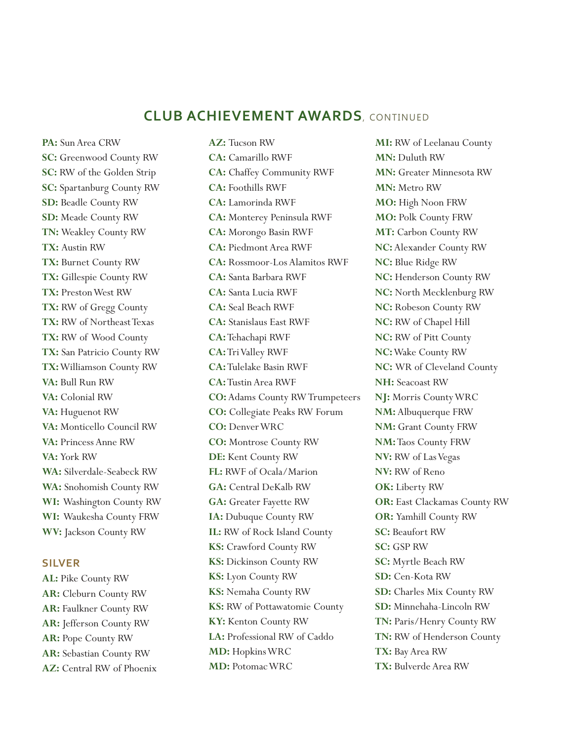## CLUB ACHIEVEMENT AWARDS, CONTINUED

**PA:** Sun Area CRW
**SC:** Greenwood County RW
**SC:** RW of the Golden Strip
**SC:** Spartanburg County RW
**SD:** Beadle County RW
**SD:** Meade County RW
**TN:** Weakley County RW
**TX:** Austin RW
**TX:** Burnet County RW
**TX:** Gillespie County RW
**TX:** Preston West RW
**TX:** RW of Gregg County
**TX:** RW of Northeast Texas
**TX:** RW of Wood County
**TX:** San Patricio County RW
**TX:** Williamson County RW
**VA:** Bull Run RW
**VA:** Colonial RW
**VA:** Huguenot RW
**VA:** Monticello Council RW
**VA:** Princess Anne RW
**VA:** York RW
**WA:** Silverdale-Seabeck RW
**WA:** Snohomish County RW
**WI:** Washington County RW
**WI:** Waukesha County FRW
**WV:** Jackson County RW

### SILVER

**AL:** Pike County RW
**AR:** Cleburn County RW
**AR:** Faulkner County RW
**AR:** Jefferson County RW
**AR:** Pope County RW
**AR:** Sebastian County RW
**AZ:** Central RW of Phoenix
**AZ:** Tucson RW
**CA:** Camarillo RWF
**CA:** Chaffey Community RWF
**CA:** Foothills RWF
**CA:** Lamorinda RWF
**CA:** Monterey Peninsula RWF
**CA:** Morongo Basin RWF
**CA:** Piedmont Area RWF
**CA:** Rossmoor-Los Alamitos RWF
**CA:** Santa Barbara RWF
**CA:** Santa Lucia RWF
**CA:** Seal Beach RWF
**CA:** Stanislaus East RWF
**CA:** Tehachapi RWF
**CA:** Tri Valley RWF
**CA:** Tulelake Basin RWF
**CA:** Tustin Area RWF
**CO:** Adams County RW Trumpeteers
**CO:** Collegiate Peaks RW Forum
**CO:** Denver WRC
**CO:** Montrose County RW
**DE:** Kent County RW
**FL:** RWF of Ocala/Marion
**GA:** Central DeKalb RW
**GA:** Greater Fayette RW
**IA:** Dubuque County RW
**IL:** RW of Rock Island County
**KS:** Crawford County RW
**KS:** Dickinson County RW
**KS:** Lyon County RW
**KS:** Nemaha County RW
**KS:** RW of Pottawatomie County
**KY:** Kenton County RW
**LA:** Professional RW of Caddo
**MD:** Hopkins WRC
**MD:** Potomac WRC
**MI:** RW of Leelanau County
**MN:** Duluth RW
**MN:** Greater Minnesota RW
**MN:** Metro RW
**MO:** High Noon FRW
**MO:** Polk County FRW
**MT:** Carbon County RW
**NC:** Alexander County RW
**NC:** Blue Ridge RW
**NC:** Henderson County RW
**NC:** North Mecklenburg RW
**NC:** Robeson County RW
**NC:** RW of Chapel Hill
**NC:** RW of Pitt County
**NC:** Wake County RW
**NC:** WR of Cleveland County
**NH:** Seacoast RW
**NJ:** Morris County WRC
**NM:** Albuquerque FRW
**NM:** Grant County FRW
**NM:** Taos County FRW
**NV:** RW of Las Vegas
**NV:** RW of Reno
**OK:** Liberty RW
**OR:** East Clackamas County RW
**OR:** Yamhill County RW
**SC:** Beaufort RW
**SC:** GSP RW
**SC:** Myrtle Beach RW
**SD:** Cen-Kota RW
**SD:** Charles Mix County RW
**SD:** Minnehaha-Lincoln RW
**TN:** Paris/Henry County RW
**TN:** RW of Henderson County
**TX:** Bay Area RW
**TX:** Bulverde Area RW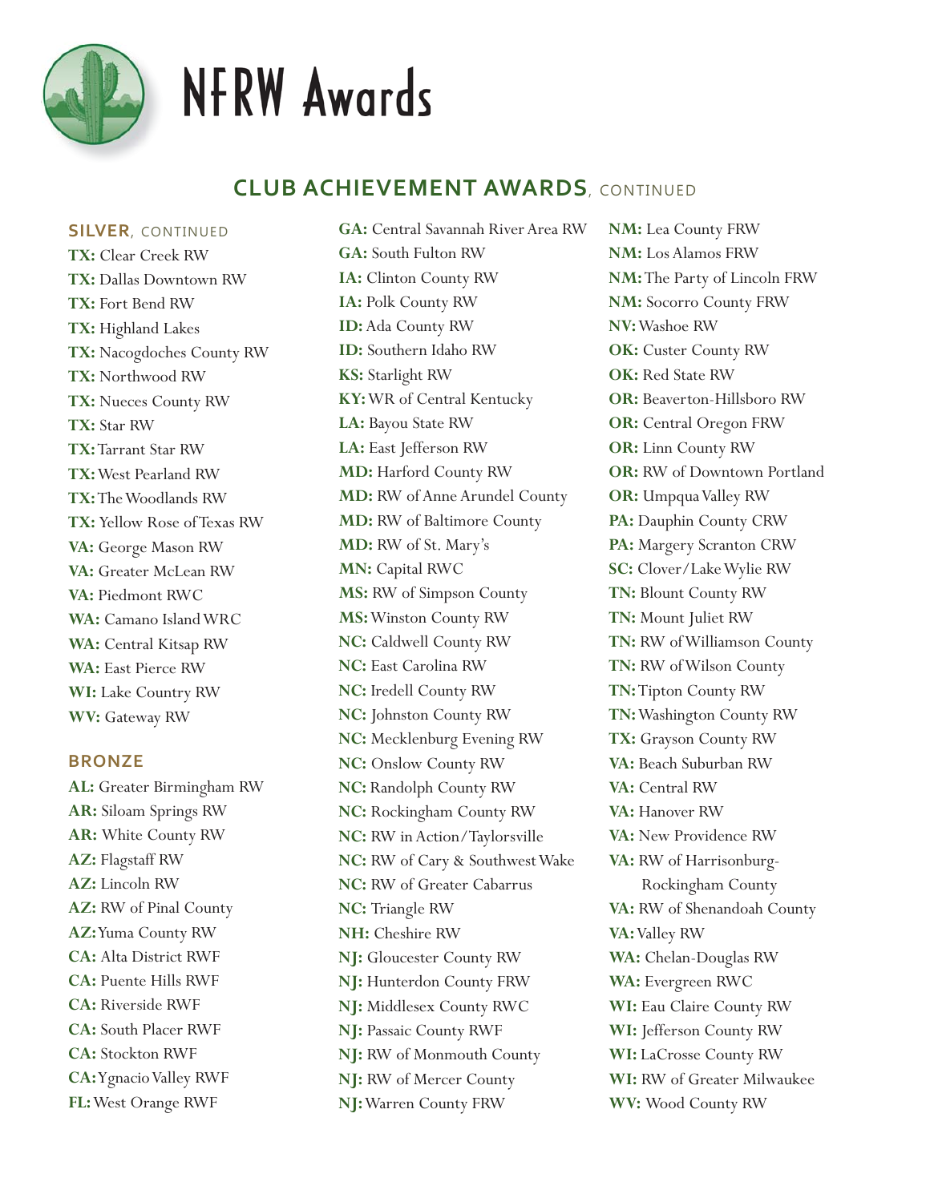# NFRW Awards

## CLUB ACHIEVEMENT AWARDS, CONTINUED

### SILVER, CONTINUED

**TX:** Clear Creek RW
**TX:** Dallas Downtown RW
**TX:** Fort Bend RW
**TX:** Highland Lakes
**TX:** Nacogdoches County RW
**TX:** Northwood RW
**TX:** Nueces County RW
**TX:** Star RW
**TX:** Tarrant Star RW
**TX:** West Pearland RW
**TX:** The Woodlands RW
**TX:** Yellow Rose of Texas RW
**VA:** George Mason RW
**VA:** Greater McLean RW
**VA:** Piedmont RWC
**WA:** Camano Island WRC
**WA:** Central Kitsap RW
**WA:** East Pierce RW
**WI:** Lake Country RW
**WV:** Gateway RW

### BRONZE

**AL:** Greater Birmingham RW
**AR:** Siloam Springs RW
**AR:** White County RW
**AZ:** Flagstaff RW
**AZ:** Lincoln RW
**AZ:** RW of Pinal County
**AZ:** Yuma County RW
**CA:** Alta District RWF
**CA:** Puente Hills RWF
**CA:** Riverside RWF
**CA:** South Placer RWF
**CA:** Stockton RWF
**CA:** Ygnacio Valley RWF
**FL:** West Orange RWF
**GA:** Central Savannah River Area RW
**GA:** South Fulton RW
**IA:** Clinton County RW
**IA:** Polk County RW
**ID:** Ada County RW
**ID:** Southern Idaho RW
**KS:** Starlight RW
**KY:** WR of Central Kentucky
**LA:** Bayou State RW
**LA:** East Jefferson RW
**MD:** Harford County RW
**MD:** RW of Anne Arundel County
**MD:** RW of Baltimore County
**MD:** RW of St. Mary's
**MN:** Capital RWC
**MS:** RW of Simpson County
**MS:** Winston County RW
**NC:** Caldwell County RW
**NC:** East Carolina RW
**NC:** Iredell County RW
**NC:** Johnston County RW
**NC:** Mecklenburg Evening RW
**NC:** Onslow County RW
**NC:** Randolph County RW
**NC:** Rockingham County RW
**NC:** RW in Action/Taylorsville
**NC:** RW of Cary & Southwest Wake
**NC:** RW of Greater Cabarrus
**NC:** Triangle RW
**NH:** Cheshire RW
**NJ:** Gloucester County RW
**NJ:** Hunterdon County FRW
**NJ:** Middlesex County RWC
**NJ:** Passaic County RWF
**NJ:** RW of Monmouth County
**NJ:** RW of Mercer County
**NJ:** Warren County FRW
**NM:** Lea County FRW
**NM:** Los Alamos FRW
**NM:** The Party of Lincoln FRW
**NM:** Socorro County FRW
**NV:** Washoe RW
**OK:** Custer County RW
**OK:** Red State RW
**OR:** Beaverton-Hillsboro RW
**OR:** Central Oregon FRW
**OR:** Linn County RW
**OR:** RW of Downtown Portland
**OR:** Umpqua Valley RW
**PA:** Dauphin County CRW
**PA:** Margery Scranton CRW
**SC:** Clover/Lake Wylie RW
**TN:** Blount County RW
**TN:** Mount Juliet RW
**TN:** RW of Williamson County
**TN:** RW of Wilson County
**TN:** Tipton County RW
**TN:** Washington County RW
**TX:** Grayson County RW
**VA:** Beach Suburban RW
**VA:** Central RW
**VA:** Hanover RW
**VA:** New Providence RW
**VA:** RW of Harrisonburg-Rockingham County
**VA:** RW of Shenandoah County
**VA:** Valley RW
**WA:** Chelan-Douglas RW
**WA:** Evergreen RWC
**WI:** Eau Claire County RW
**WI:** Jefferson County RW
**WI:** LaCrosse County RW
**WI:** RW of Greater Milwaukee
**WV:** Wood County RW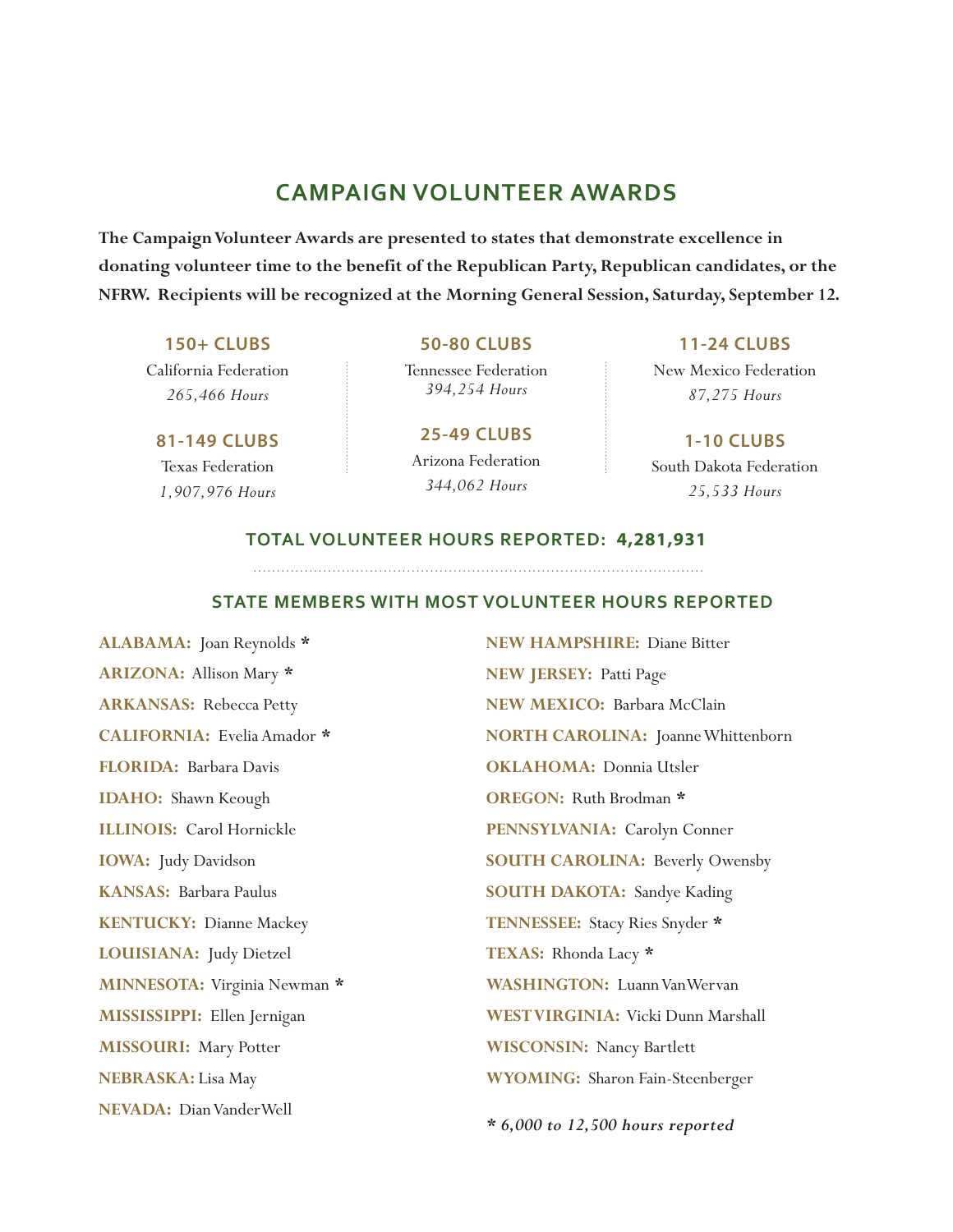## CAMPAIGN VOLUNTEER AWARDS

**The Campaign Volunteer Awards are presented to states that demonstrate excellence in donating volunteer time to the benefit of the Republican Party, Republican candidates, or the NFRW. Recipients will be recognized at the Morning General Session, Saturday, September 12.**

### 150+ CLUBS
California Federation
*265,466 Hours*

### 81-149 CLUBS
Texas Federation
*1,907,976 Hours*

### 50-80 CLUBS
Tennessee Federation
*394,254 Hours*

### 25-49 CLUBS
Arizona Federation
*344,062 Hours*

### 11-24 CLUBS
New Mexico Federation
*87,275 Hours*

### 1-10 CLUBS
South Dakota Federation
*25,533 Hours*

### TOTAL VOLUNTEER HOURS REPORTED: 4,281,931

### STATE MEMBERS WITH MOST VOLUNTEER HOURS REPORTED

**ALABAMA:** Joan Reynolds *
**ARIZONA:** Allison Mary *
**ARKANSAS:** Rebecca Petty
**CALIFORNIA:** Evelia Amador *
**FLORIDA:** Barbara Davis
**IDAHO:** Shawn Keough
**ILLINOIS:** Carol Hornickle
**IOWA:** Judy Davidson
**KANSAS:** Barbara Paulus
**KENTUCKY:** Dianne Mackey
**LOUISIANA:** Judy Dietzel
**MINNESOTA:** Virginia Newman *
**MISSISSIPPI:** Ellen Jernigan
**MISSOURI:** Mary Potter
**NEBRASKA:** Lisa May
**NEVADA:** Dian VanderWell
**NEW HAMPSHIRE:** Diane Bitter
**NEW JERSEY:** Patti Page
**NEW MEXICO:** Barbara McClain
**NORTH CAROLINA:** Joanne Whittenborn
**OKLAHOMA:** Donnia Utsler
**OREGON:** Ruth Brodman *
**PENNSYLVANIA:** Carolyn Conner
**SOUTH CAROLINA:** Beverly Owensby
**SOUTH DAKOTA:** Sandye Kading
**TENNESSEE:** Stacy Ries Snyder *
**TEXAS:** Rhonda Lacy *
**WASHINGTON:** Luann VanWervan
**WEST VIRGINIA:** Vicki Dunn Marshall
**WISCONSIN:** Nancy Bartlett
**WYOMING:** Sharon Fain-Steenberger

*** 6,000 to 12,500 hours reported**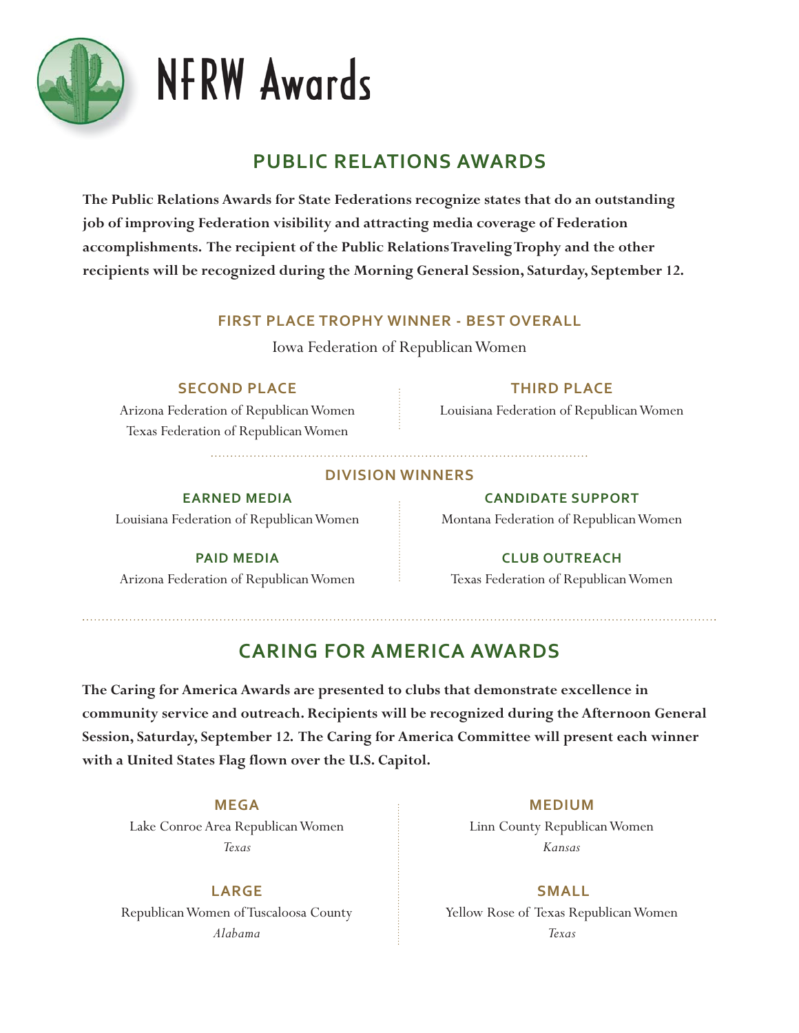# NFRW Awards

## PUBLIC RELATIONS AWARDS

**The Public Relations Awards for State Federations recognize states that do an outstanding job of improving Federation visibility and attracting media coverage of Federation accomplishments. The recipient of the Public Relations Traveling Trophy and the other recipients will be recognized during the Morning General Session, Saturday, September 12.**

### FIRST PLACE TROPHY WINNER - BEST OVERALL

Iowa Federation of Republican Women

### SECOND PLACE

Arizona Federation of Republican Women
Texas Federation of Republican Women

### THIRD PLACE

Louisiana Federation of Republican Women

### DIVISION WINNERS

#### EARNED MEDIA

Louisiana Federation of Republican Women

#### PAID MEDIA

Arizona Federation of Republican Women

#### CANDIDATE SUPPORT

Montana Federation of Republican Women

#### CLUB OUTREACH

Texas Federation of Republican Women

## CARING FOR AMERICA AWARDS

**The Caring for America Awards are presented to clubs that demonstrate excellence in community service and outreach. Recipients will be recognized during the Afternoon General Session, Saturday, September 12. The Caring for America Committee will present each winner with a United States Flag flown over the U.S. Capitol.**

### MEGA

Lake Conroe Area Republican Women
*Texas*

### LARGE

Republican Women of Tuscaloosa County
*Alabama*

### MEDIUM

Linn County Republican Women
*Kansas*

### SMALL

Yellow Rose of Texas Republican Women
*Texas*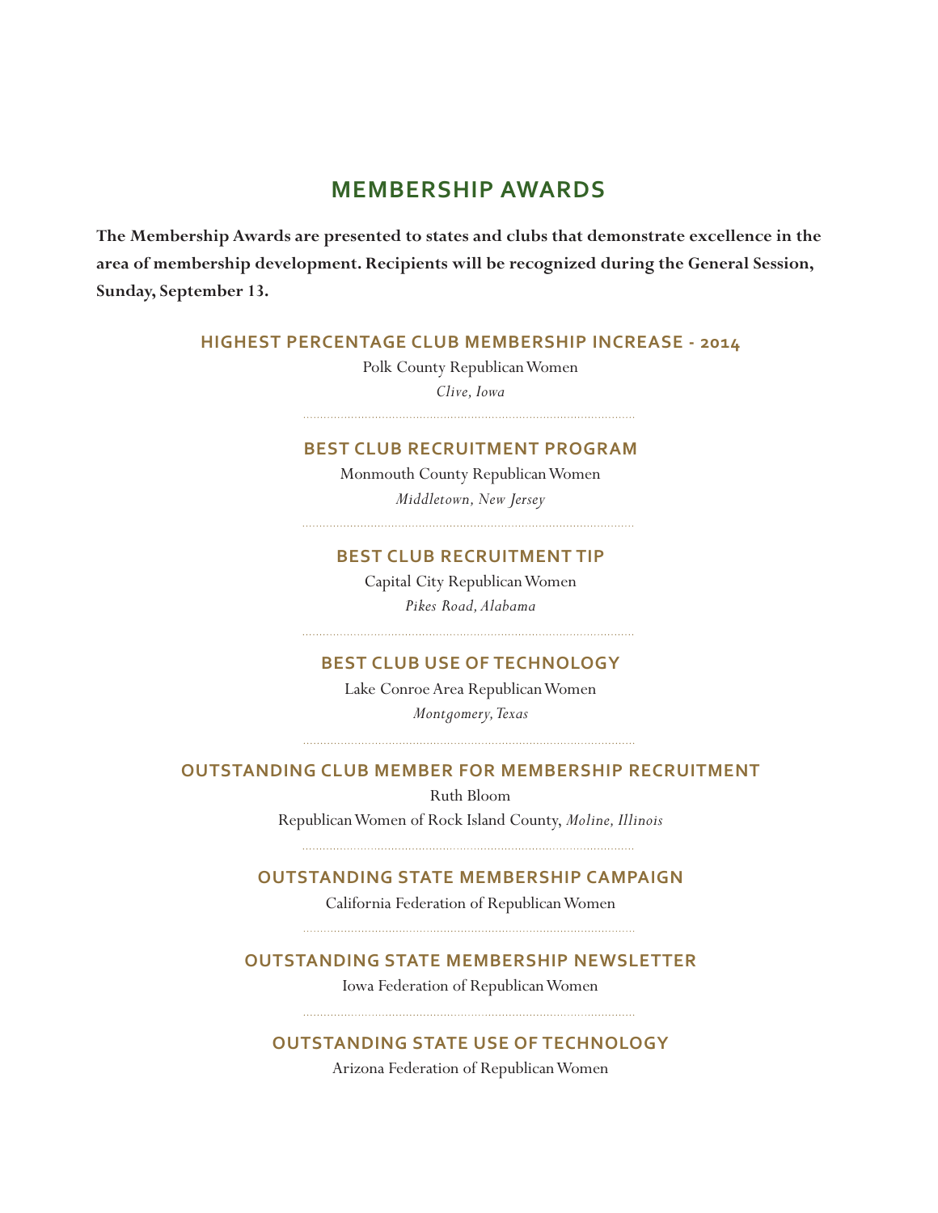## MEMBERSHIP AWARDS

**The Membership Awards are presented to states and clubs that demonstrate excellence in the area of membership development. Recipients will be recognized during the General Session, Sunday, September 13.**

### HIGHEST PERCENTAGE CLUB MEMBERSHIP INCREASE - 2014

Polk County Republican Women

*Clive, Iowa*

### BEST CLUB RECRUITMENT PROGRAM

Monmouth County Republican Women

*Middletown, New Jersey*

### BEST CLUB RECRUITMENT TIP

Capital City Republican Women

*Pikes Road, Alabama*

### BEST CLUB USE OF TECHNOLOGY

Lake Conroe Area Republican Women

*Montgomery, Texas*

### OUTSTANDING CLUB MEMBER FOR MEMBERSHIP RECRUITMENT

Ruth Bloom

Republican Women of Rock Island County, *Moline, Illinois*

### OUTSTANDING STATE MEMBERSHIP CAMPAIGN

California Federation of Republican Women

### OUTSTANDING STATE MEMBERSHIP NEWSLETTER

Iowa Federation of Republican Women

### OUTSTANDING STATE USE OF TECHNOLOGY

Arizona Federation of Republican Women